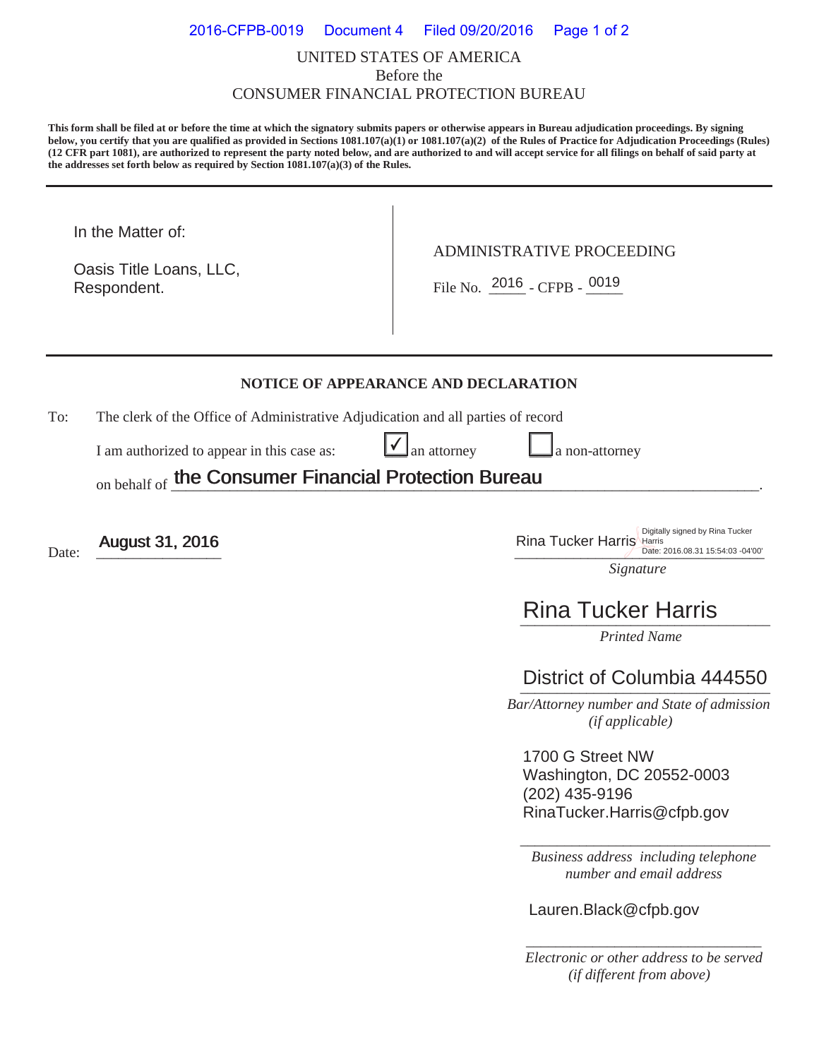UNITED STATES OF AMERICA
Before the
CONSUMER FINANCIAL PROTECTION BUREAU

**This form shall be filed at or before the time at which the signatory submits papers or otherwise appears in Bureau adjudication proceedings. By signing below, you certify that you are qualified as provided in Sections 1081.107(a)(1) or 1081.107(a)(2) of the Rules of Practice for Adjudication Proceedings (Rules) (12 CFR part 1081), are authorized to represent the party noted below, and are authorized to and will accept service for all filings on behalf of said party at the addresses set forth below as required by Section 1081.107(a)(3) of the Rules.**

---

In the Matter of:

Oasis Title Loans, LLC,
Respondent.

ADMINISTRATIVE PROCEEDING

File No. 2016 - CFPB - 0019

---

## NOTICE OF APPEARANCE AND DECLARATION

To: The clerk of the Office of Administrative Adjudication and all parties of record

I am authorized to appear in this case as: ☑ an attorney ☐ a non-attorney

on behalf of **the Consumer Financial Protection Bureau**.

Date: **August 31, 2016**

Rina Tucker Harris (Digitally signed by Rina Tucker Harris Date: 2016.08.31 15:54:03 -04'00')
*Signature*

Rina Tucker Harris
*Printed Name*

District of Columbia 444550
*Bar/Attorney number and State of admission (if applicable)*

1700 G Street NW
Washington, DC 20552-0003
(202) 435-9196
RinaTucker.Harris@cfpb.gov
*Business address including telephone number and email address*

Lauren.Black@cfpb.gov
*Electronic or other address to be served (if different from above)*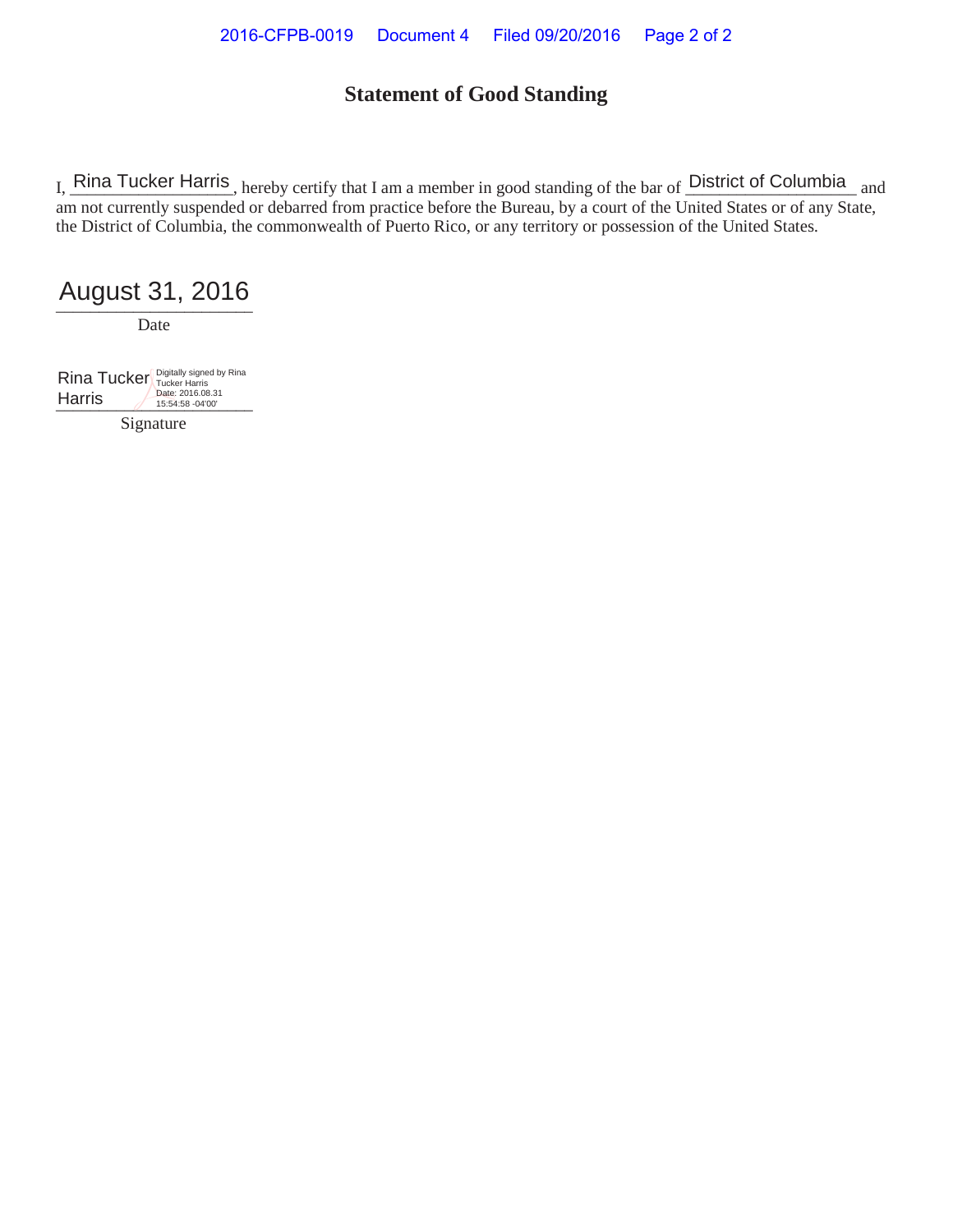# Statement of Good Standing

I, Rina Tucker Harris, hereby certify that I am a member in good standing of the bar of District of Columbia and am not currently suspended or debarred from practice before the Bureau, by a court of the United States or of any State, the District of Columbia, the commonwealth of Puerto Rico, or any territory or possession of the United States.

August 31, 2016

Date

Rina Tucker Harris — Digitally signed by Rina Tucker Harris Date: 2016.08.31 15:54:58 -04'00'

Signature